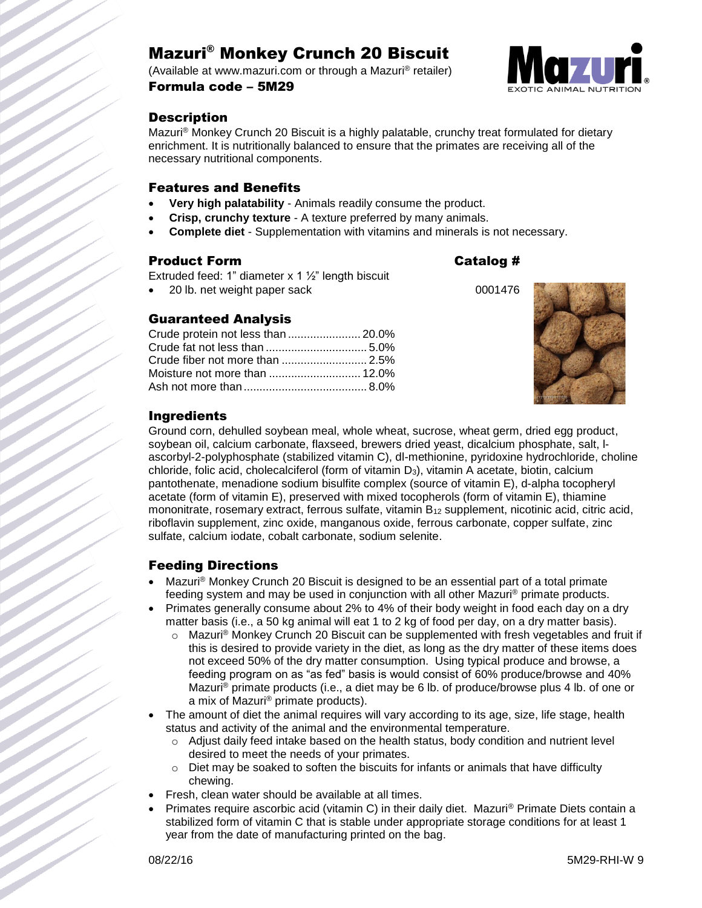# Mazuri® Monkey Crunch 20 Biscuit

(Available at www.mazuri.com or through a Mazuri® retailer)

**Formula code – 5M29**

## Description

Mazuri® Monkey Crunch 20 Biscuit is a highly palatable, crunchy treat formulated for dietary enrichment. It is nutritionally balanced to ensure that the primates are receiving all of the necessary nutritional components.

## Features and Benefits

- **Very high palatability** - Animals readily consume the product.
- **Crisp, crunchy texture** - A texture preferred by many animals.
- **Complete diet** - Supplementation with vitamins and minerals is not necessary.

## Product Form

Extruded feed: 1" diameter x 1 ½" length biscuit

| Product Form | Catalog # |
|---|---|
| 20 lb. net weight paper sack | 0001476 |

## Guaranteed Analysis

| | |
|---|---|
| Crude protein not less than | 20.0% |
| Crude fat not less than | 5.0% |
| Crude fiber not more than | 2.5% |
| Moisture not more than | 12.0% |
| Ash not more than | 8.0% |

## Ingredients

Ground corn, dehulled soybean meal, whole wheat, sucrose, wheat germ, dried egg product, soybean oil, calcium carbonate, flaxseed, brewers dried yeast, dicalcium phosphate, salt, l-ascorbyl-2-polyphosphate (stabilized vitamin C), dl-methionine, pyridoxine hydrochloride, choline chloride, folic acid, cholecalciferol (form of vitamin $D_3$), vitamin A acetate, biotin, calcium pantothenate, menadione sodium bisulfite complex (source of vitamin E), d-alpha tocopheryl acetate (form of vitamin E), preserved with mixed tocopherols (form of vitamin E), thiamine mononitrate, rosemary extract, ferrous sulfate, vitamin $B_{12}$ supplement, nicotinic acid, citric acid, riboflavin supplement, zinc oxide, manganous oxide, ferrous carbonate, copper sulfate, zinc sulfate, calcium iodate, cobalt carbonate, sodium selenite.

## Feeding Directions

- Mazuri® Monkey Crunch 20 Biscuit is designed to be an essential part of a total primate feeding system and may be used in conjunction with all other Mazuri® primate products.
- Primates generally consume about 2% to 4% of their body weight in food each day on a dry matter basis (i.e., a 50 kg animal will eat 1 to 2 kg of food per day, on a dry matter basis).
  - Mazuri® Monkey Crunch 20 Biscuit can be supplemented with fresh vegetables and fruit if this is desired to provide variety in the diet, as long as the dry matter of these items does not exceed 50% of the dry matter consumption. Using typical produce and browse, a feeding program on as "as fed" basis is would consist of 60% produce/browse and 40% Mazuri® primate products (i.e., a diet may be 6 lb. of produce/browse plus 4 lb. of one or a mix of Mazuri® primate products).
- The amount of diet the animal requires will vary according to its age, size, life stage, health status and activity of the animal and the environmental temperature.
  - Adjust daily feed intake based on the health status, body condition and nutrient level desired to meet the needs of your primates.
  - Diet may be soaked to soften the biscuits for infants or animals that have difficulty chewing.
- Fresh, clean water should be available at all times.
- Primates require ascorbic acid (vitamin C) in their daily diet. Mazuri® Primate Diets contain a stabilized form of vitamin C that is stable under appropriate storage conditions for at least 1 year from the date of manufacturing printed on the bag.

08/22/16 5M29-RHI-W 9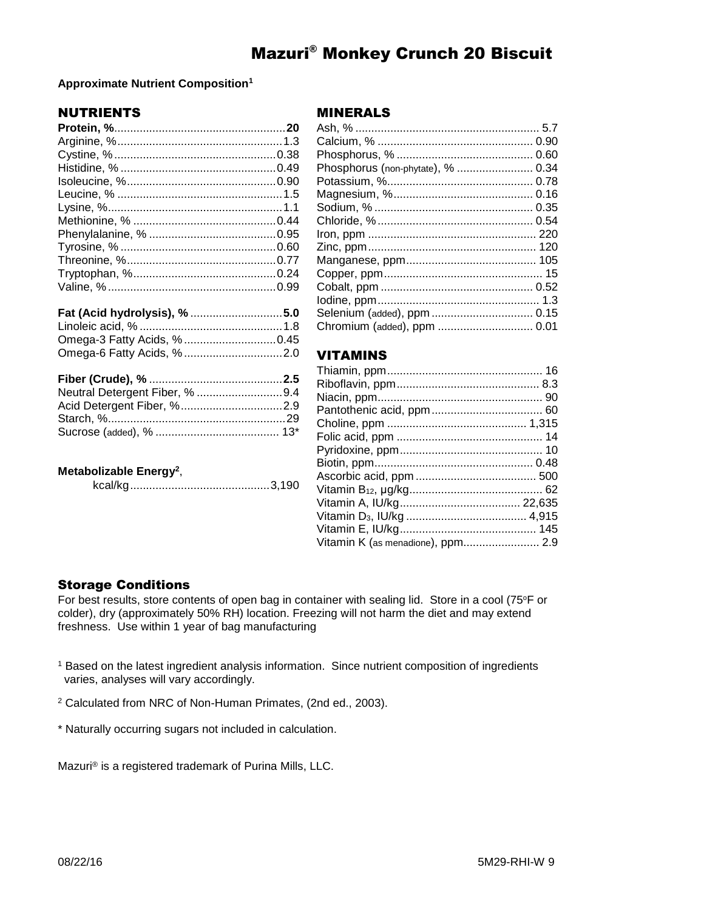# Mazuri® Monkey Crunch 20 Biscuit

**Approximate Nutrient Composition[1]**

## NUTRIENTS

| | |
|---|---|
| **Protein, %** | **20** |
| Arginine, % | 1.3 |
| Cystine, % | 0.38 |
| Histidine, % | 0.49 |
| Isoleucine, % | 0.90 |
| Leucine, % | 1.5 |
| Lysine, % | 1.1 |
| Methionine, % | 0.44 |
| Phenylalanine, % | 0.95 |
| Tyrosine, % | 0.60 |
| Threonine, % | 0.77 |
| Tryptophan, % | 0.24 |
| Valine, % | 0.99 |
| **Fat (Acid hydrolysis), %** | **5.0** |
| Linoleic acid, % | 1.8 |
| Omega-3 Fatty Acids, % | 0.45 |
| Omega-6 Fatty Acids, % | 2.0 |
| **Fiber (Crude), %** | **2.5** |
| Neutral Detergent Fiber, % | 9.4 |
| Acid Detergent Fiber, % | 2.9 |
| Starch, % | 29 |
| Sucrose (added), % | 13* |

**Metabolizable Energy[2]**, kcal/kg ........ 3,190

## MINERALS

| | |
|---|---|
| Ash, % | 5.7 |
| Calcium, % | 0.90 |
| Phosphorus, % | 0.60 |
| Phosphorus (non-phytate), % | 0.34 |
| Potassium, % | 0.78 |
| Magnesium, % | 0.16 |
| Sodium, % | 0.35 |
| Chloride, % | 0.54 |
| Iron, ppm | 220 |
| Zinc, ppm | 120 |
| Manganese, ppm | 105 |
| Copper, ppm | 15 |
| Cobalt, ppm | 0.52 |
| Iodine, ppm | 1.3 |
| Selenium (added), ppm | 0.15 |
| Chromium (added), ppm | 0.01 |

## VITAMINS

| | |
|---|---|
| Thiamin, ppm | 16 |
| Riboflavin, ppm | 8.3 |
| Niacin, ppm | 90 |
| Pantothenic acid, ppm | 60 |
| Choline, ppm | 1,315 |
| Folic acid, ppm | 14 |
| Pyridoxine, ppm | 10 |
| Biotin, ppm | 0.48 |
| Ascorbic acid, ppm | 500 |
| Vitamin $B_{12}$, µg/kg | 62 |
| Vitamin A, IU/kg | 22,635 |
| Vitamin $D_3$, IU/kg | 4,915 |
| Vitamin E, IU/kg | 145 |
| Vitamin K (as menadione), ppm | 2.9 |

## Storage Conditions

For best results, store contents of open bag in container with sealing lid. Store in a cool (75°F or colder), dry (approximately 50% RH) location. Freezing will not harm the diet and may extend freshness. Use within 1 year of bag manufacturing

[1] Based on the latest ingredient analysis information. Since nutrient composition of ingredients varies, analyses will vary accordingly.

[2] Calculated from NRC of Non-Human Primates, (2nd ed., 2003).

* Naturally occurring sugars not included in calculation.

Mazuri® is a registered trademark of Purina Mills, LLC.

08/22/16 5M29-RHI-W 9